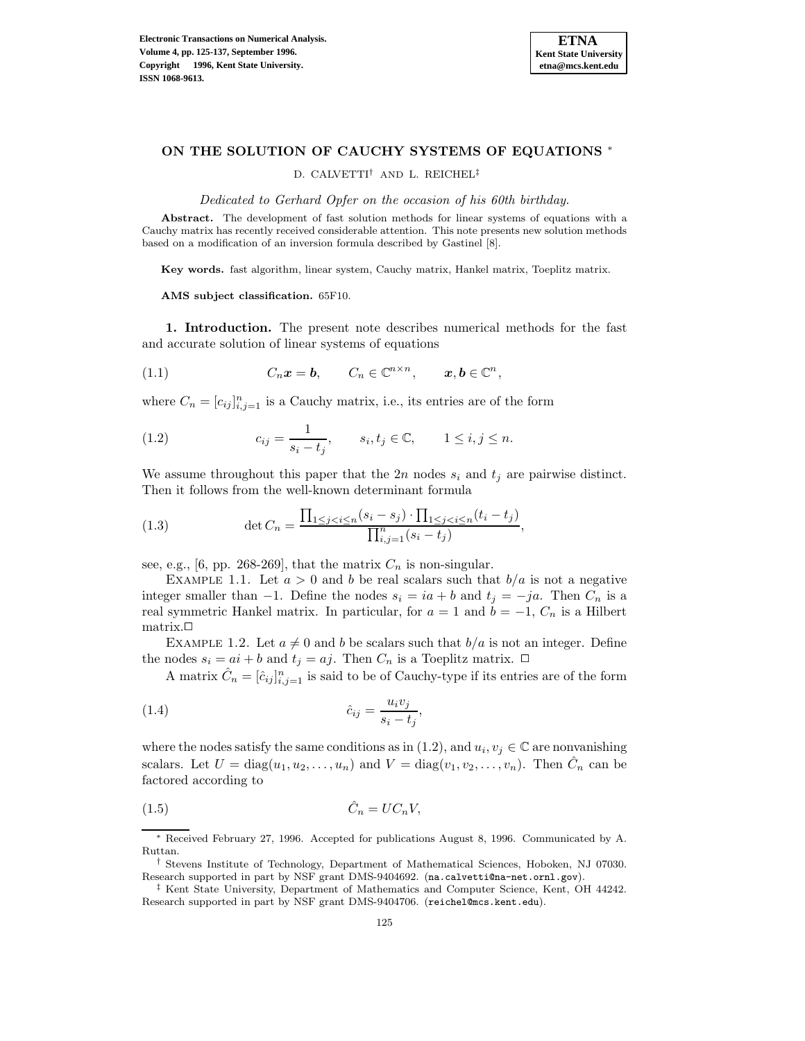# ON THE SOLUTION OF CAUCHY SYSTEMS OF EQUATIONS *

D. CALVETTI† AND L. REICHEL‡

*Dedicated to Gerhard Opfer on the occasion of his 60th birthday.*

**Abstract.** The development of fast solution methods for linear systems of equations with a Cauchy matrix has recently received considerable attention. This note presents new solution methods based on a modification of an inversion formula described by Gastinel [8].

**Key words.** fast algorithm, linear system, Cauchy matrix, Hankel matrix, Toeplitz matrix.

**AMS subject classification.** 65F10.

## 1. Introduction.

The present note describes numerical methods for the fast and accurate solution of linear systems of equations

$$C_n \boldsymbol{x} = \boldsymbol{b}, \qquad C_n \in \mathbb{C}^{n\times n}, \qquad \boldsymbol{x}, \boldsymbol{b} \in \mathbb{C}^n, \tag{1.1}$$

where $C_n = [c_{ij}]_{i,j=1}^n$ is a Cauchy matrix, i.e., its entries are of the form

$$c_{ij} = \frac{1}{s_i - t_j}, \qquad s_i, t_j \in \mathbb{C}, \qquad 1 \le i, j \le n. \tag{1.2}$$

We assume throughout this paper that the $2n$ nodes $s_i$ and $t_j$ are pairwise distinct. Then it follows from the well-known determinant formula

$$\det C_n = \frac{\prod_{1\le j<i\le n}(s_i - s_j)\cdot \prod_{1\le j<i\le n}(t_i - t_j)}{\prod_{i,j=1}^n (s_i - t_j)}, \tag{1.3}$$

see, e.g., [6, pp. 268-269], that the matrix $C_n$ is non-singular.

EXAMPLE 1.1. Let $a > 0$ and $b$ be real scalars such that $b/a$ is not a negative integer smaller than $-1$. Define the nodes $s_i = ia + b$ and $t_j = -ja$. Then $C_n$ is a real symmetric Hankel matrix. In particular, for $a = 1$ and $b = -1$, $C_n$ is a Hilbert matrix.□

EXAMPLE 1.2. Let $a \neq 0$ and $b$ be scalars such that $b/a$ is not an integer. Define the nodes $s_i = ai + b$ and $t_j = aj$. Then $C_n$ is a Toeplitz matrix. □

A matrix $\hat{C}_n = [\hat{c}_{ij}]_{i,j=1}^n$ is said to be of Cauchy-type if its entries are of the form

$$\hat{c}_{ij} = \frac{u_i v_j}{s_i - t_j}, \tag{1.4}$$

where the nodes satisfy the same conditions as in (1.2), and $u_i, v_j \in \mathbb{C}$ are nonvanishing scalars. Let $U = \text{diag}(u_1, u_2, \ldots, u_n)$ and $V = \text{diag}(v_1, v_2, \ldots, v_n)$. Then $\hat{C}_n$ can be factored according to

$$\hat{C}_n = U C_n V, \tag{1.5}$$

---

* Received February 27, 1996. Accepted for publications August 8, 1996. Communicated by A. Ruttan.

† Stevens Institute of Technology, Department of Mathematical Sciences, Hoboken, NJ 07030. Research supported in part by NSF grant DMS-9404692. (na.calvetti@na-net.ornl.gov).

‡ Kent State University, Department of Mathematics and Computer Science, Kent, OH 44242. Research supported in part by NSF grant DMS-9404706. (reichel@mcs.kent.edu).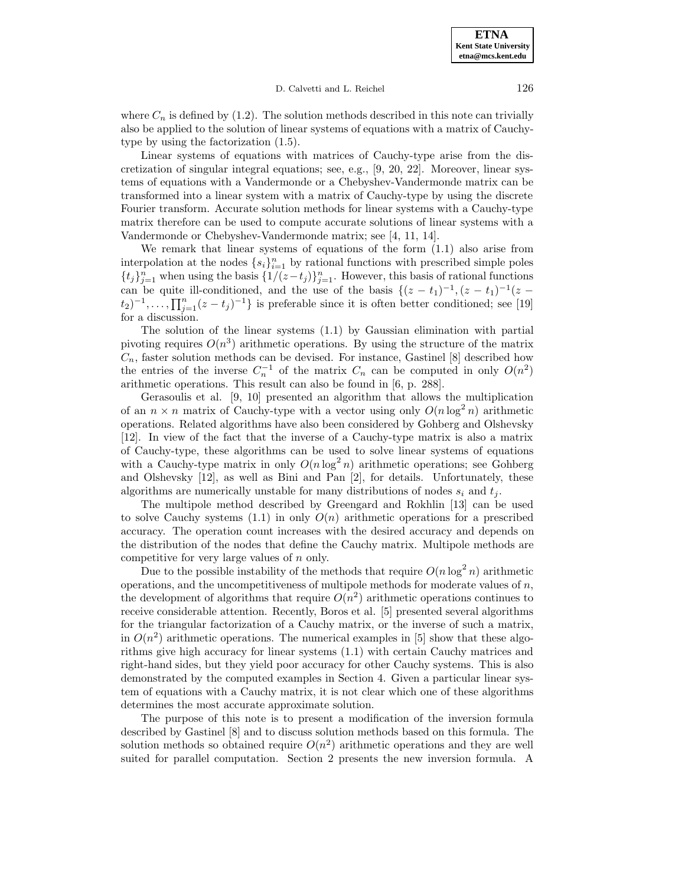where $C_n$ is defined by (1.2). The solution methods described in this note can trivially also be applied to the solution of linear systems of equations with a matrix of Cauchy-type by using the factorization (1.5).

Linear systems of equations with matrices of Cauchy-type arise from the discretization of singular integral equations; see, e.g., [9, 20, 22]. Moreover, linear systems of equations with a Vandermonde or a Chebyshev-Vandermonde matrix can be transformed into a linear system with a matrix of Cauchy-type by using the discrete Fourier transform. Accurate solution methods for linear systems with a Cauchy-type matrix therefore can be used to compute accurate solutions of linear systems with a Vandermonde or Chebyshev-Vandermonde matrix; see [4, 11, 14].

We remark that linear systems of equations of the form (1.1) also arise from interpolation at the nodes $\{s_i\}_{i=1}^n$ by rational functions with prescribed simple poles $\{t_j\}_{j=1}^n$ when using the basis $\{1/(z-t_j)\}_{j=1}^n$. However, this basis of rational functions can be quite ill-conditioned, and the use of the basis $\{(z-t_1)^{-1}, (z-t_1)^{-1}(z-t_2)^{-1}, \dots, \prod_{j=1}^n (z-t_j)^{-1}\}$ is preferable since it is often better conditioned; see [19] for a discussion.

The solution of the linear systems (1.1) by Gaussian elimination with partial pivoting requires $O(n^3)$ arithmetic operations. By using the structure of the matrix $C_n$, faster solution methods can be devised. For instance, Gastinel [8] described how the entries of the inverse $C_n^{-1}$ of the matrix $C_n$ can be computed in only $O(n^2)$ arithmetic operations. This result can also be found in [6, p. 288].

Gerasoulis et al. [9, 10] presented an algorithm that allows the multiplication of an $n \times n$ matrix of Cauchy-type with a vector using only $O(n \log^2 n)$ arithmetic operations. Related algorithms have also been considered by Gohberg and Olshevsky [12]. In view of the fact that the inverse of a Cauchy-type matrix is also a matrix of Cauchy-type, these algorithms can be used to solve linear systems of equations with a Cauchy-type matrix in only $O(n \log^2 n)$ arithmetic operations; see Gohberg and Olshevsky [12], as well as Bini and Pan [2], for details. Unfortunately, these algorithms are numerically unstable for many distributions of nodes $s_i$ and $t_j$.

The multipole method described by Greengard and Rokhlin [13] can be used to solve Cauchy systems (1.1) in only $O(n)$ arithmetic operations for a prescribed accuracy. The operation count increases with the desired accuracy and depends on the distribution of the nodes that define the Cauchy matrix. Multipole methods are competitive for very large values of $n$ only.

Due to the possible instability of the methods that require $O(n \log^2 n)$ arithmetic operations, and the uncompetitiveness of multipole methods for moderate values of $n$, the development of algorithms that require $O(n^2)$ arithmetic operations continues to receive considerable attention. Recently, Boros et al. [5] presented several algorithms for the triangular factorization of a Cauchy matrix, or the inverse of such a matrix, in $O(n^2)$ arithmetic operations. The numerical examples in [5] show that these algorithms give high accuracy for linear systems (1.1) with certain Cauchy matrices and right-hand sides, but they yield poor accuracy for other Cauchy systems. This is also demonstrated by the computed examples in Section 4. Given a particular linear system of equations with a Cauchy matrix, it is not clear which one of these algorithms determines the most accurate approximate solution.

The purpose of this note is to present a modification of the inversion formula described by Gastinel [8] and to discuss solution methods based on this formula. The solution methods so obtained require $O(n^2)$ arithmetic operations and they are well suited for parallel computation. Section 2 presents the new inversion formula. A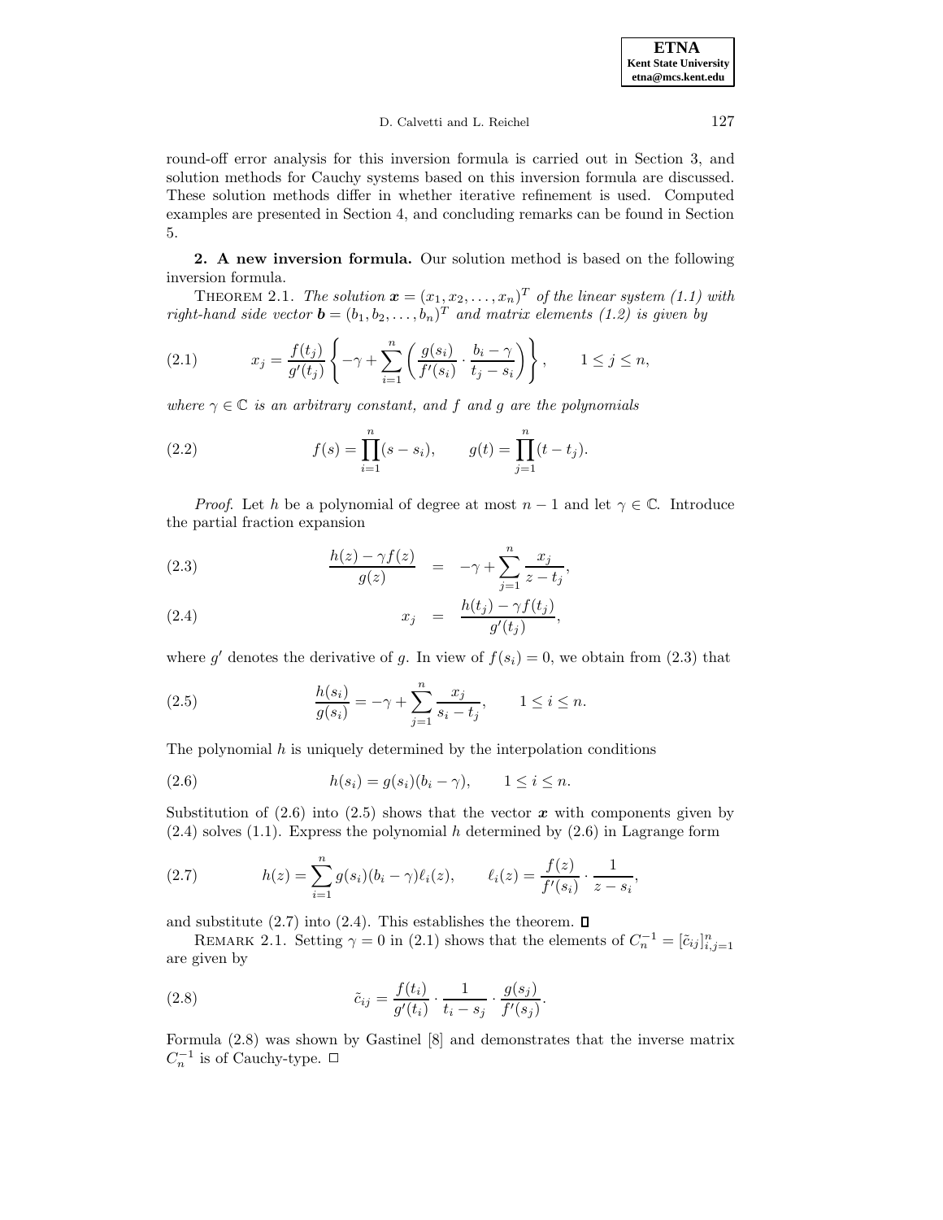round-off error analysis for this inversion formula is carried out in Section 3, and solution methods for Cauchy systems based on this inversion formula are discussed. These solution methods differ in whether iterative refinement is used. Computed examples are presented in Section 4, and concluding remarks can be found in Section 5.

## 2. A new inversion formula.

Our solution method is based on the following inversion formula.

THEOREM 2.1. *The solution* $\boldsymbol{x} = (x_1, x_2, \ldots, x_n)^T$ *of the linear system (1.1) with right-hand side vector* $\boldsymbol{b} = (b_1, b_2, \ldots, b_n)^T$ *and matrix elements (1.2) is given by*

$$x_j = \frac{f(t_j)}{g'(t_j)} \left\{ -\gamma + \sum_{i=1}^{n} \left( \frac{g(s_i)}{f'(s_i)} \cdot \frac{b_i - \gamma}{t_j - s_i} \right) \right\}, \qquad 1 \le j \le n, \tag{2.1}$$

*where* $\gamma \in \mathbb{C}$ *is an arbitrary constant, and* $f$ *and* $g$ *are the polynomials*

$$f(s) = \prod_{i=1}^{n} (s - s_i), \qquad g(t) = \prod_{j=1}^{n} (t - t_j). \tag{2.2}$$

*Proof*. Let $h$ be a polynomial of degree at most $n-1$ and let $\gamma \in \mathbb{C}$. Introduce the partial fraction expansion

$$\frac{h(z) - \gamma f(z)}{g(z)} = -\gamma + \sum_{j=1}^{n} \frac{x_j}{z - t_j}, \tag{2.3}$$

$$x_j = \frac{h(t_j) - \gamma f(t_j)}{g'(t_j)}, \tag{2.4}$$

where $g'$ denotes the derivative of $g$. In view of $f(s_i) = 0$, we obtain from (2.3) that

$$\frac{h(s_i)}{g(s_i)} = -\gamma + \sum_{j=1}^{n} \frac{x_j}{s_i - t_j}, \qquad 1 \le i \le n. \tag{2.5}$$

The polynomial $h$ is uniquely determined by the interpolation conditions

$$h(s_i) = g(s_i)(b_i - \gamma), \qquad 1 \le i \le n. \tag{2.6}$$

Substitution of (2.6) into (2.5) shows that the vector $\boldsymbol{x}$ with components given by (2.4) solves (1.1). Express the polynomial $h$ determined by (2.6) in Lagrange form

$$h(z) = \sum_{i=1}^{n} g(s_i)(b_i - \gamma)\ell_i(z), \qquad \ell_i(z) = \frac{f(z)}{f'(s_i)} \cdot \frac{1}{z - s_i}, \tag{2.7}$$

and substitute (2.7) into (2.4). This establishes the theorem. ∎

REMARK 2.1. Setting $\gamma = 0$ in (2.1) shows that the elements of $C_n^{-1} = [\tilde{c}_{ij}]_{i,j=1}^{n}$ are given by

$$\tilde{c}_{ij} = \frac{f(t_i)}{g'(t_i)} \cdot \frac{1}{t_i - s_j} \cdot \frac{g(s_j)}{f'(s_j)}. \tag{2.8}$$

Formula (2.8) was shown by Gastinel [8] and demonstrates that the inverse matrix $C_n^{-1}$ is of Cauchy-type. □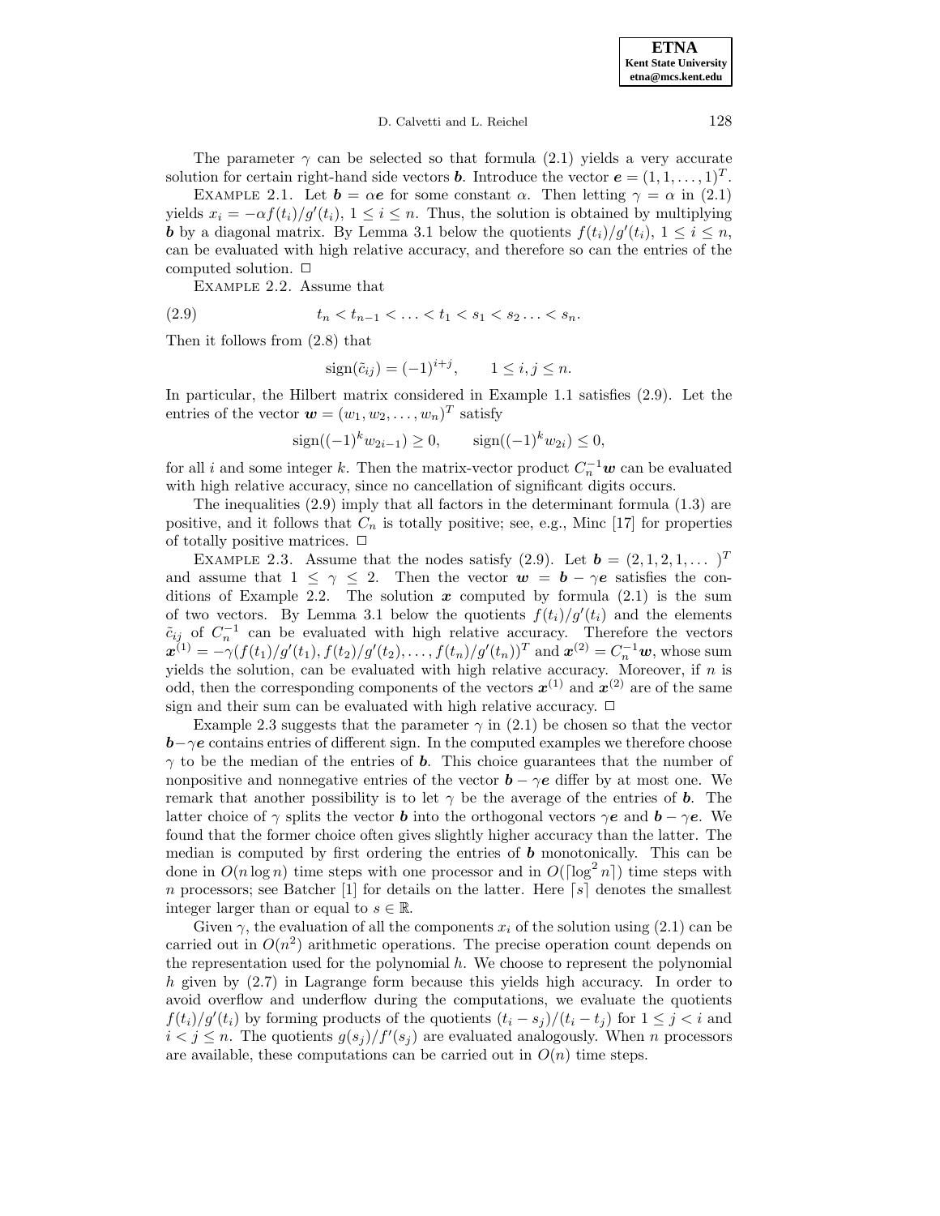The parameter $\gamma$ can be selected so that formula (2.1) yields a very accurate solution for certain right-hand side vectors $\boldsymbol{b}$. Introduce the vector $\boldsymbol{e} = (1, 1, \ldots, 1)^T$.

EXAMPLE 2.1. Let $\boldsymbol{b} = \alpha \boldsymbol{e}$ for some constant $\alpha$. Then letting $\gamma = \alpha$ in (2.1) yields $x_i = -\alpha f(t_i)/g'(t_i)$, $1 \leq i \leq n$. Thus, the solution is obtained by multiplying $\boldsymbol{b}$ by a diagonal matrix. By Lemma 3.1 below the quotients $f(t_i)/g'(t_i)$, $1 \leq i \leq n$, can be evaluated with high relative accuracy, and therefore so can the entries of the computed solution. □

EXAMPLE 2.2. Assume that

$$t_n < t_{n-1} < \ldots < t_1 < s_1 < s_2 \ldots < s_n. \tag{2.9}$$

Then it follows from (2.8) that

$$\text{sign}(\tilde{c}_{ij}) = (-1)^{i+j}, \qquad 1 \leq i, j \leq n.$$

In particular, the Hilbert matrix considered in Example 1.1 satisfies (2.9). Let the entries of the vector $\boldsymbol{w} = (w_1, w_2, \ldots, w_n)^T$ satisfy

$$\text{sign}((-1)^k w_{2i-1}) \geq 0, \qquad \text{sign}((-1)^k w_{2i}) \leq 0,$$

for all $i$ and some integer $k$. Then the matrix-vector product $C_n^{-1}\boldsymbol{w}$ can be evaluated with high relative accuracy, since no cancellation of significant digits occurs.

The inequalities (2.9) imply that all factors in the determinant formula (1.3) are positive, and it follows that $C_n$ is totally positive; see, e.g., Minc [17] for properties of totally positive matrices. □

EXAMPLE 2.3. Assume that the nodes satisfy (2.9). Let $\boldsymbol{b} = (2, 1, 2, 1, \ldots\ )^T$ and assume that $1 \leq \gamma \leq 2$. Then the vector $\boldsymbol{w} = \boldsymbol{b} - \gamma \boldsymbol{e}$ satisfies the conditions of Example 2.2. The solution $\boldsymbol{x}$ computed by formula (2.1) is the sum of two vectors. By Lemma 3.1 below the quotients $f(t_i)/g'(t_i)$ and the elements $\tilde{c}_{ij}$ of $C_n^{-1}$ can be evaluated with high relative accuracy. Therefore the vectors $\boldsymbol{x}^{(1)} = -\gamma(f(t_1)/g'(t_1), f(t_2)/g'(t_2), \ldots, f(t_n)/g'(t_n))^T$ and $\boldsymbol{x}^{(2)} = C_n^{-1}\boldsymbol{w}$, whose sum yields the solution, can be evaluated with high relative accuracy. Moreover, if $n$ is odd, then the corresponding components of the vectors $\boldsymbol{x}^{(1)}$ and $\boldsymbol{x}^{(2)}$ are of the same sign and their sum can be evaluated with high relative accuracy. □

Example 2.3 suggests that the parameter $\gamma$ in (2.1) be chosen so that the vector $\boldsymbol{b} - \gamma \boldsymbol{e}$ contains entries of different sign. In the computed examples we therefore choose $\gamma$ to be the median of the entries of $\boldsymbol{b}$. This choice guarantees that the number of nonpositive and nonnegative entries of the vector $\boldsymbol{b} - \gamma \boldsymbol{e}$ differ by at most one. We remark that another possibility is to let $\gamma$ be the average of the entries of $\boldsymbol{b}$. The latter choice of $\gamma$ splits the vector $\boldsymbol{b}$ into the orthogonal vectors $\gamma \boldsymbol{e}$ and $\boldsymbol{b} - \gamma \boldsymbol{e}$. We found that the former choice often gives slightly higher accuracy than the latter. The median is computed by first ordering the entries of $\boldsymbol{b}$ monotonically. This can be done in $O(n \log n)$ time steps with one processor and in $O(\lceil \log^2 n \rceil)$ time steps with $n$ processors; see Batcher [1] for details on the latter. Here $\lceil s \rceil$ denotes the smallest integer larger than or equal to $s \in \mathbb{R}$.

Given $\gamma$, the evaluation of all the components $x_i$ of the solution using (2.1) can be carried out in $O(n^2)$ arithmetic operations. The precise operation count depends on the representation used for the polynomial $h$. We choose to represent the polynomial $h$ given by (2.7) in Lagrange form because this yields high accuracy. In order to avoid overflow and underflow during the computations, we evaluate the quotients $f(t_i)/g'(t_i)$ by forming products of the quotients $(t_i - s_j)/(t_i - t_j)$ for $1 \leq j < i$ and $i < j \leq n$. The quotients $g(s_j)/f'(s_j)$ are evaluated analogously. When $n$ processors are available, these computations can be carried out in $O(n)$ time steps.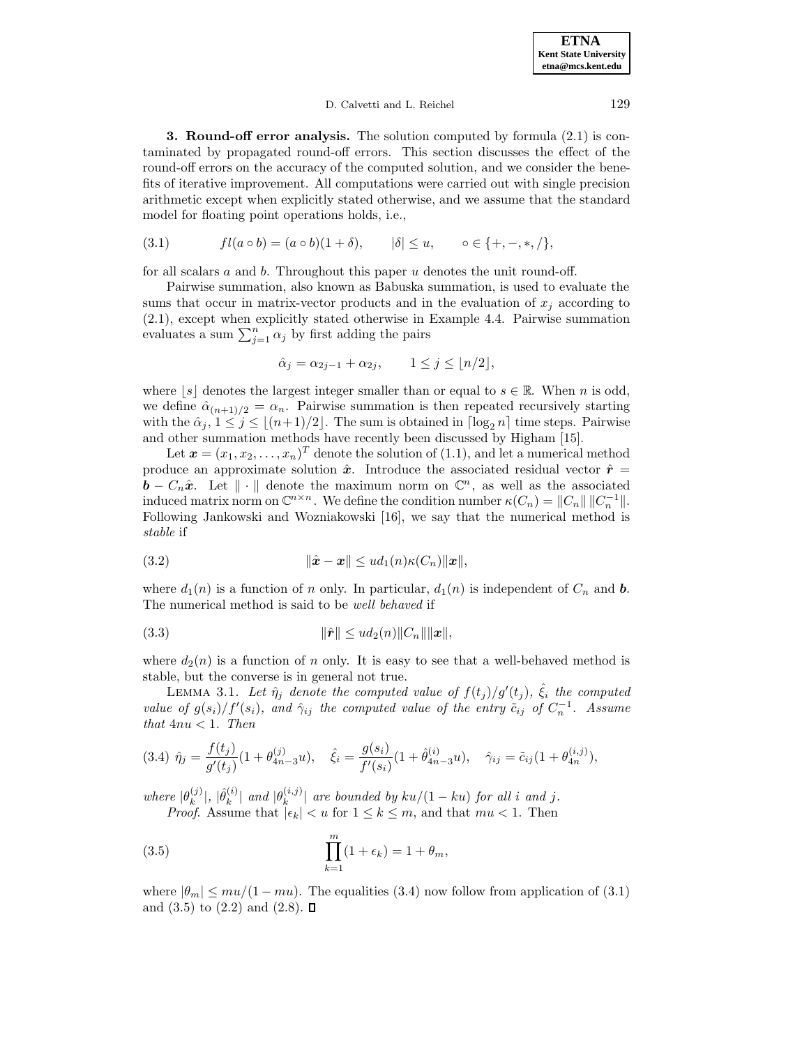**3. Round-off error analysis.** The solution computed by formula (2.1) is contaminated by propagated round-off errors. This section discusses the effect of the round-off errors on the accuracy of the computed solution, and we consider the benefits of iterative improvement. All computations were carried out with single precision arithmetic except when explicitly stated otherwise, and we assume that the standard model for floating point operations holds, i.e.,

$$fl(a \circ b) = (a \circ b)(1 + \delta), \qquad |\delta| \leq u, \qquad \circ \in \{+, -, *, /\}, \tag{3.1}$$

for all scalars $a$ and $b$. Throughout this paper $u$ denotes the unit round-off.

Pairwise summation, also known as Babuska summation, is used to evaluate the sums that occur in matrix-vector products and in the evaluation of $x_j$ according to (2.1), except when explicitly stated otherwise in Example 4.4. Pairwise summation evaluates a sum $\sum_{j=1}^{n} \alpha_j$ by first adding the pairs

$$\hat{\alpha}_j = \alpha_{2j-1} + \alpha_{2j}, \qquad 1 \leq j \leq \lfloor n/2 \rfloor,$$

where $\lfloor s \rfloor$ denotes the largest integer smaller than or equal to $s \in \mathbb{R}$. When $n$ is odd, we define $\hat{\alpha}_{(n+1)/2} = \alpha_n$. Pairwise summation is then repeated recursively starting with the $\hat{\alpha}_j$, $1 \leq j \leq \lfloor (n+1)/2 \rfloor$. The sum is obtained in $\lceil \log_2 n \rceil$ time steps. Pairwise and other summation methods have recently been discussed by Higham [15].

Let $\boldsymbol{x} = (x_1, x_2, \ldots, x_n)^T$ denote the solution of (1.1), and let a numerical method produce an approximate solution $\hat{\boldsymbol{x}}$. Introduce the associated residual vector $\hat{\boldsymbol{r}} = \boldsymbol{b} - C_n \hat{\boldsymbol{x}}$. Let $\| \cdot \|$ denote the maximum norm on $\mathbb{C}^n$, as well as the associated induced matrix norm on $\mathbb{C}^{n \times n}$. We define the condition number $\kappa(C_n) = \|C_n\| \, \|C_n^{-1}\|$. Following Jankowski and Wozniakowski [16], we say that the numerical method is *stable* if

$$\|\hat{\boldsymbol{x}} - \boldsymbol{x}\| \leq u d_1(n) \kappa(C_n) \|\boldsymbol{x}\|, \tag{3.2}$$

where $d_1(n)$ is a function of $n$ only. In particular, $d_1(n)$ is independent of $C_n$ and $\boldsymbol{b}$. The numerical method is said to be *well behaved* if

$$\|\hat{\boldsymbol{r}}\| \leq u d_2(n) \|C_n\| \|\boldsymbol{x}\|, \tag{3.3}$$

where $d_2(n)$ is a function of $n$ only. It is easy to see that a well-behaved method is stable, but the converse is in general not true.

LEMMA 3.1. *Let $\hat{\eta}_j$ denote the computed value of $f(t_j)/g'(t_j)$, $\hat{\xi}_i$ the computed value of $g(s_i)/f'(s_i)$, and $\hat{\gamma}_{ij}$ the computed value of the entry $\tilde{c}_{ij}$ of $C_n^{-1}$. Assume that $4nu < 1$. Then*

$$\hat{\eta}_j = \frac{f(t_j)}{g'(t_j)}(1 + \theta_{4n-3}^{(j)} u), \quad \hat{\xi}_i = \frac{g(s_i)}{f'(s_i)}(1 + \hat{\theta}_{4n-3}^{(i)} u), \quad \hat{\gamma}_{ij} = \tilde{c}_{ij}(1 + \theta_{4n}^{(i,j)}), \tag{3.4}$$

*where $|\theta_k^{(j)}|$, $|\hat{\theta}_k^{(i)}|$ and $|\theta_k^{(i,j)}|$ are bounded by $ku/(1 - ku)$ for all $i$ and $j$.*

*Proof.* Assume that $|\epsilon_k| < u$ for $1 \leq k \leq m$, and that $mu < 1$. Then

$$\prod_{k=1}^{m} (1 + \epsilon_k) = 1 + \theta_m, \tag{3.5}$$

where $|\theta_m| \leq mu/(1 - mu)$. The equalities (3.4) now follow from application of (3.1) and (3.5) to (2.2) and (2.8). ◻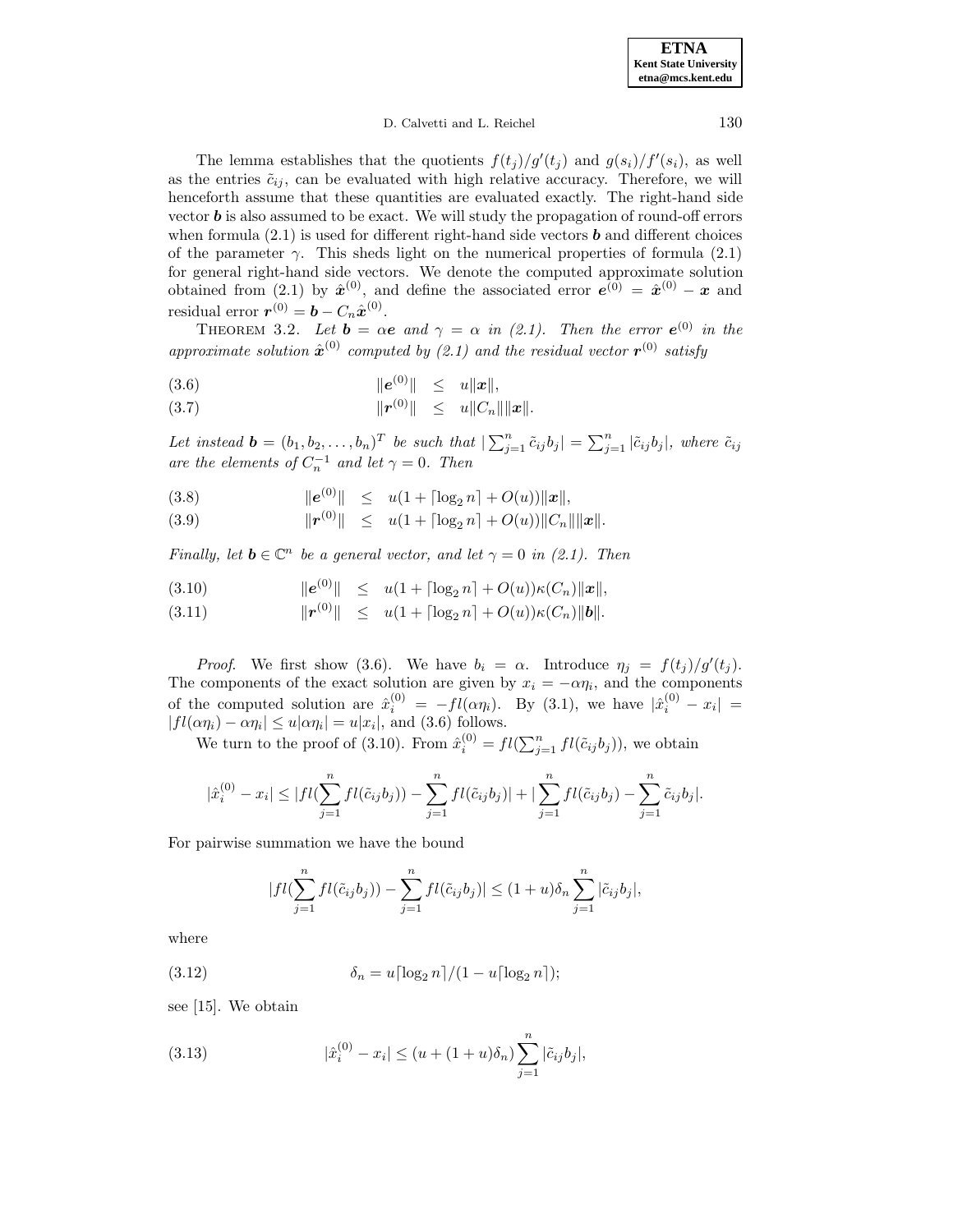The lemma establishes that the quotients $f(t_j)/g'(t_j)$ and $g(s_i)/f'(s_i)$, as well as the entries $\tilde{c}_{ij}$, can be evaluated with high relative accuracy. Therefore, we will henceforth assume that these quantities are evaluated exactly. The right-hand side vector $\boldsymbol{b}$ is also assumed to be exact. We will study the propagation of round-off errors when formula (2.1) is used for different right-hand side vectors $\boldsymbol{b}$ and different choices of the parameter $\gamma$. This sheds light on the numerical properties of formula (2.1) for general right-hand side vectors. We denote the computed approximate solution obtained from (2.1) by $\hat{\boldsymbol{x}}^{(0)}$, and define the associated error $\boldsymbol{e}^{(0)} = \hat{\boldsymbol{x}}^{(0)} - \boldsymbol{x}$ and residual error $\boldsymbol{r}^{(0)} = \boldsymbol{b} - C_n\hat{\boldsymbol{x}}^{(0)}$.

THEOREM 3.2. *Let $\boldsymbol{b} = \alpha\boldsymbol{e}$ and $\gamma = \alpha$ in (2.1). Then the error $\boldsymbol{e}^{(0)}$ in the approximate solution $\hat{\boldsymbol{x}}^{(0)}$ computed by (2.1) and the residual vector $\boldsymbol{r}^{(0)}$ satisfy*

$$\|\boldsymbol{e}^{(0)}\| \leq u\|\boldsymbol{x}\|, \tag{3.6}$$

$$\|\boldsymbol{r}^{(0)}\| \leq u\|C_n\|\|\boldsymbol{x}\|. \tag{3.7}$$

*Let instead $\boldsymbol{b} = (b_1, b_2, \ldots, b_n)^T$ be such that $|\sum_{j=1}^n \tilde{c}_{ij}b_j| = \sum_{j=1}^n |\tilde{c}_{ij}b_j|$, where $\tilde{c}_{ij}$ are the elements of $C_n^{-1}$ and let $\gamma = 0$. Then*

$$\|\boldsymbol{e}^{(0)}\| \leq u(1 + \lceil \log_2 n \rceil + O(u))\|\boldsymbol{x}\|, \tag{3.8}$$

$$\|\boldsymbol{r}^{(0)}\| \leq u(1 + \lceil \log_2 n \rceil + O(u))\|C_n\|\|\boldsymbol{x}\|. \tag{3.9}$$

*Finally, let $\boldsymbol{b} \in \mathbb{C}^n$ be a general vector, and let $\gamma = 0$ in (2.1). Then*

$$\|\boldsymbol{e}^{(0)}\| \leq u(1 + \lceil \log_2 n \rceil + O(u))\kappa(C_n)\|\boldsymbol{x}\|, \tag{3.10}$$

$$\|\boldsymbol{r}^{(0)}\| \leq u(1 + \lceil \log_2 n \rceil + O(u))\kappa(C_n)\|\boldsymbol{b}\|. \tag{3.11}$$

*Proof.* We first show (3.6). We have $b_i = \alpha$. Introduce $\eta_j = f(t_j)/g'(t_j)$. The components of the exact solution are given by $x_i = -\alpha\eta_i$, and the components of the computed solution are $\hat{x}_i^{(0)} = -fl(\alpha\eta_i)$. By (3.1), we have $|\hat{x}_i^{(0)} - x_i| = |fl(\alpha\eta_i) - \alpha\eta_i| \leq u|\alpha\eta_i| = u|x_i|$, and (3.6) follows.

We turn to the proof of (3.10). From $\hat{x}_i^{(0)} = fl(\sum_{j=1}^n fl(\tilde{c}_{ij}b_j))$, we obtain

$$|\hat{x}_i^{(0)} - x_i| \leq |fl(\sum_{j=1}^n fl(\tilde{c}_{ij}b_j)) - \sum_{j=1}^n fl(\tilde{c}_{ij}b_j)| + |\sum_{j=1}^n fl(\tilde{c}_{ij}b_j) - \sum_{j=1}^n \tilde{c}_{ij}b_j|.$$

For pairwise summation we have the bound

$$|fl(\sum_{j=1}^n fl(\tilde{c}_{ij}b_j)) - \sum_{j=1}^n fl(\tilde{c}_{ij}b_j)| \leq (1+u)\delta_n \sum_{j=1}^n |\tilde{c}_{ij}b_j|,$$

where

$$\delta_n = u\lceil \log_2 n \rceil / (1 - u\lceil \log_2 n \rceil); \tag{3.12}$$

see [15]. We obtain

$$|\hat{x}_i^{(0)} - x_i| \leq (u + (1+u)\delta_n) \sum_{j=1}^n |\tilde{c}_{ij}b_j|, \tag{3.13}$$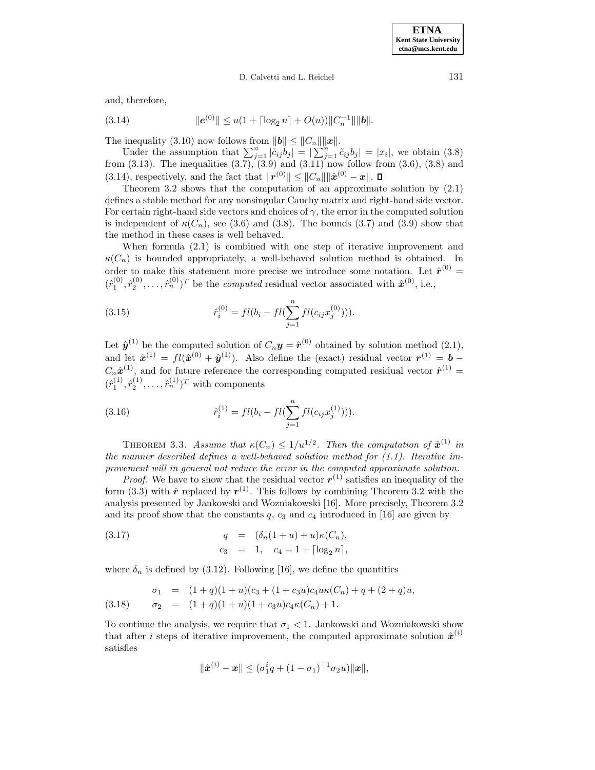and, therefore,

$$\|\boldsymbol{e}^{(0)}\| \leq u(1 + \lceil \log_2 n \rceil + O(u)) \|C_n^{-1}\| \|\boldsymbol{b}\|. \tag{3.14}$$

The inequality (3.10) now follows from $\|\boldsymbol{b}\| \leq \|C_n\| \|\boldsymbol{x}\|$.

Under the assumption that $\sum_{j=1}^n |\tilde{c}_{ij} b_j| = |\sum_{j=1}^n \tilde{c}_{ij} b_j| = |x_i|$, we obtain (3.8) from (3.13). The inequalities (3.7), (3.9) and (3.11) now follow from (3.6), (3.8) and (3.14), respectively, and the fact that $\|\boldsymbol{r}^{(0)}\| \leq \|C_n\| \|\hat{\boldsymbol{x}}^{(0)} - \boldsymbol{x}\|$. ∎

Theorem 3.2 shows that the computation of an approximate solution by (2.1) defines a stable method for any nonsingular Cauchy matrix and right-hand side vector. For certain right-hand side vectors and choices of $\gamma$, the error in the computed solution is independent of $\kappa(C_n)$, see (3.6) and (3.8). The bounds (3.7) and (3.9) show that the method in these cases is well behaved.

When formula (2.1) is combined with one step of iterative improvement and $\kappa(C_n)$ is bounded appropriately, a well-behaved solution method is obtained. In order to make this statement more precise we introduce some notation. Let $\hat{\boldsymbol{r}}^{(0)} = (\hat{r}_1^{(0)}, \hat{r}_2^{(0)}, \ldots, \hat{r}_n^{(0)})^T$ be the *computed* residual vector associated with $\hat{\boldsymbol{x}}^{(0)}$, i.e.,

$$\hat{r}_i^{(0)} = fl(b_i - fl(\sum_{j=1}^n fl(c_{ij} x_j^{(0)}))). \tag{3.15}$$

Let $\hat{\boldsymbol{y}}^{(1)}$ be the computed solution of $C_n \boldsymbol{y} = \hat{\boldsymbol{r}}^{(0)}$ obtained by solution method (2.1), and let $\hat{\boldsymbol{x}}^{(1)} = fl(\hat{\boldsymbol{x}}^{(0)} + \hat{\boldsymbol{y}}^{(1)})$. Also define the (exact) residual vector $\boldsymbol{r}^{(1)} = \boldsymbol{b} - C_n \hat{\boldsymbol{x}}^{(1)}$, and for future reference the corresponding computed residual vector $\hat{\boldsymbol{r}}^{(1)} = (\hat{r}_1^{(1)}, \hat{r}_2^{(1)}, \ldots, \hat{r}_n^{(1)})^T$ with components

$$\hat{r}_i^{(1)} = fl(b_i - fl(\sum_{j=1}^n fl(c_{ij} x_j^{(1)}))). \tag{3.16}$$

THEOREM 3.3. *Assume that $\kappa(C_n) \leq 1/u^{1/2}$. Then the computation of $\hat{\boldsymbol{x}}^{(1)}$ in the manner described defines a well-behaved solution method for (1.1). Iterative improvement will in general not reduce the error in the computed approximate solution.*

*Proof*. We have to show that the residual vector $\boldsymbol{r}^{(1)}$ satisfies an inequality of the form (3.3) with $\hat{\boldsymbol{r}}$ replaced by $\boldsymbol{r}^{(1)}$. This follows by combining Theorem 3.2 with the analysis presented by Jankowski and Wozniakowski [16]. More precisely, Theorem 3.2 and its proof show that the constants $q$, $c_3$ and $c_4$ introduced in [16] are given by

$$\begin{aligned} q &= (\delta_n(1+u) + u)\kappa(C_n), \\ c_3 &= 1, \quad c_4 = 1 + \lceil \log_2 n \rceil, \end{aligned} \tag{3.17}$$

where $\delta_n$ is defined by (3.12). Following [16], we define the quantities

$$\begin{aligned} \sigma_1 &= (1+q)(1+u)(c_3 + (1+c_3 u)c_4 u \kappa(C_n) + q + (2+q)u, \\ \sigma_2 &= (1+q)(1+u)(1+c_3 u)c_4 \kappa(C_n) + 1. \end{aligned} \tag{3.18}$$

To continue the analysis, we require that $\sigma_1 < 1$. Jankowski and Wozniakowski show that after $i$ steps of iterative improvement, the computed approximate solution $\hat{\boldsymbol{x}}^{(i)}$ satisfies

$$\|\hat{\boldsymbol{x}}^{(i)} - \boldsymbol{x}\| \leq (\sigma_1^i q + (1-\sigma_1)^{-1} \sigma_2 u) \|\boldsymbol{x}\|,$$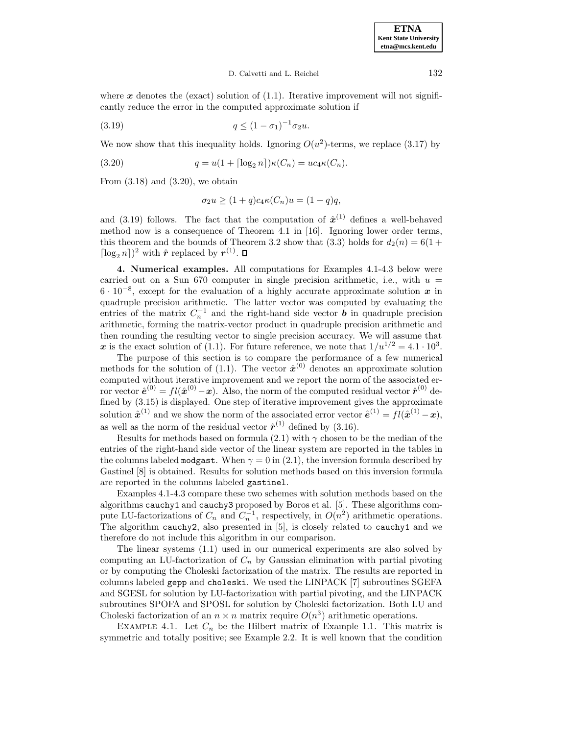where $\boldsymbol{x}$ denotes the (exact) solution of (1.1). Iterative improvement will not significantly reduce the error in the computed approximate solution if

$$q \leq (1-\sigma_1)^{-1}\sigma_2 u. \tag{3.19}$$

We now show that this inequality holds. Ignoring $O(u^2)$-terms, we replace (3.17) by

$$q = u(1+\lceil \log_2 n \rceil)\kappa(C_n) = uc_4\kappa(C_n). \tag{3.20}$$

From (3.18) and (3.20), we obtain

$$\sigma_2 u \geq (1+q)c_4\kappa(C_n)u = (1+q)q,$$

and (3.19) follows. The fact that the computation of $\hat{\boldsymbol{x}}^{(1)}$ defines a well-behaved method now is a consequence of Theorem 4.1 in [16]. Ignoring lower order terms, this theorem and the bounds of Theorem 3.2 show that (3.3) holds for $d_2(n) = 6(1+\lceil \log_2 n \rceil)^2$ with $\hat{\boldsymbol{r}}$ replaced by $\boldsymbol{r}^{(1)}$. $\square$

**4. Numerical examples.** All computations for Examples 4.1-4.3 below were carried out on a Sun 670 computer in single precision arithmetic, i.e., with $u = 6 \cdot 10^{-8}$, except for the evaluation of a highly accurate approximate solution $\boldsymbol{x}$ in quadruple precision arithmetic. The latter vector was computed by evaluating the entries of the matrix $C_n^{-1}$ and the right-hand side vector $\boldsymbol{b}$ in quadruple precision arithmetic, forming the matrix-vector product in quadruple precision arithmetic and then rounding the resulting vector to single precision accuracy. We will assume that $\boldsymbol{x}$ is the exact solution of (1.1). For future reference, we note that $1/u^{1/2} = 4.1 \cdot 10^3$.

The purpose of this section is to compare the performance of a few numerical methods for the solution of (1.1). The vector $\hat{\boldsymbol{x}}^{(0)}$ denotes an approximate solution computed without iterative improvement and we report the norm of the associated error vector $\hat{\boldsymbol{e}}^{(0)} = fl(\hat{\boldsymbol{x}}^{(0)} - \boldsymbol{x})$. Also, the norm of the computed residual vector $\hat{\boldsymbol{r}}^{(0)}$ defined by (3.15) is displayed. One step of iterative improvement gives the approximate solution $\hat{\boldsymbol{x}}^{(1)}$ and we show the norm of the associated error vector $\hat{\boldsymbol{e}}^{(1)} = fl(\hat{\boldsymbol{x}}^{(1)} - \boldsymbol{x})$, as well as the norm of the residual vector $\hat{\boldsymbol{r}}^{(1)}$ defined by (3.16).

Results for methods based on formula (2.1) with $\gamma$ chosen to be the median of the entries of the right-hand side vector of the linear system are reported in the tables in the columns labeled `modgast`. When $\gamma = 0$ in (2.1), the inversion formula described by Gastinel [8] is obtained. Results for solution methods based on this inversion formula are reported in the columns labeled `gastinel`.

Examples 4.1-4.3 compare these two schemes with solution methods based on the algorithms `cauchy1` and `cauchy3` proposed by Boros et al. [5]. These algorithms compute LU-factorizations of $C_n$ and $C_n^{-1}$, respectively, in $O(n^2)$ arithmetic operations. The algorithm `cauchy2`, also presented in [5], is closely related to `cauchy1` and we therefore do not include this algorithm in our comparison.

The linear systems (1.1) used in our numerical experiments are also solved by computing an LU-factorization of $C_n$ by Gaussian elimination with partial pivoting or by computing the Choleski factorization of the matrix. The results are reported in columns labeled `gepp` and `choleski`. We used the LINPACK [7] subroutines SGEFA and SGESL for solution by LU-factorization with partial pivoting, and the LINPACK subroutines SPOFA and SPOSL for solution by Choleski factorization. Both LU and Choleski factorization of an $n \times n$ matrix require $O(n^3)$ arithmetic operations.

EXAMPLE 4.1. Let $C_n$ be the Hilbert matrix of Example 1.1. This matrix is symmetric and totally positive; see Example 2.2. It is well known that the condition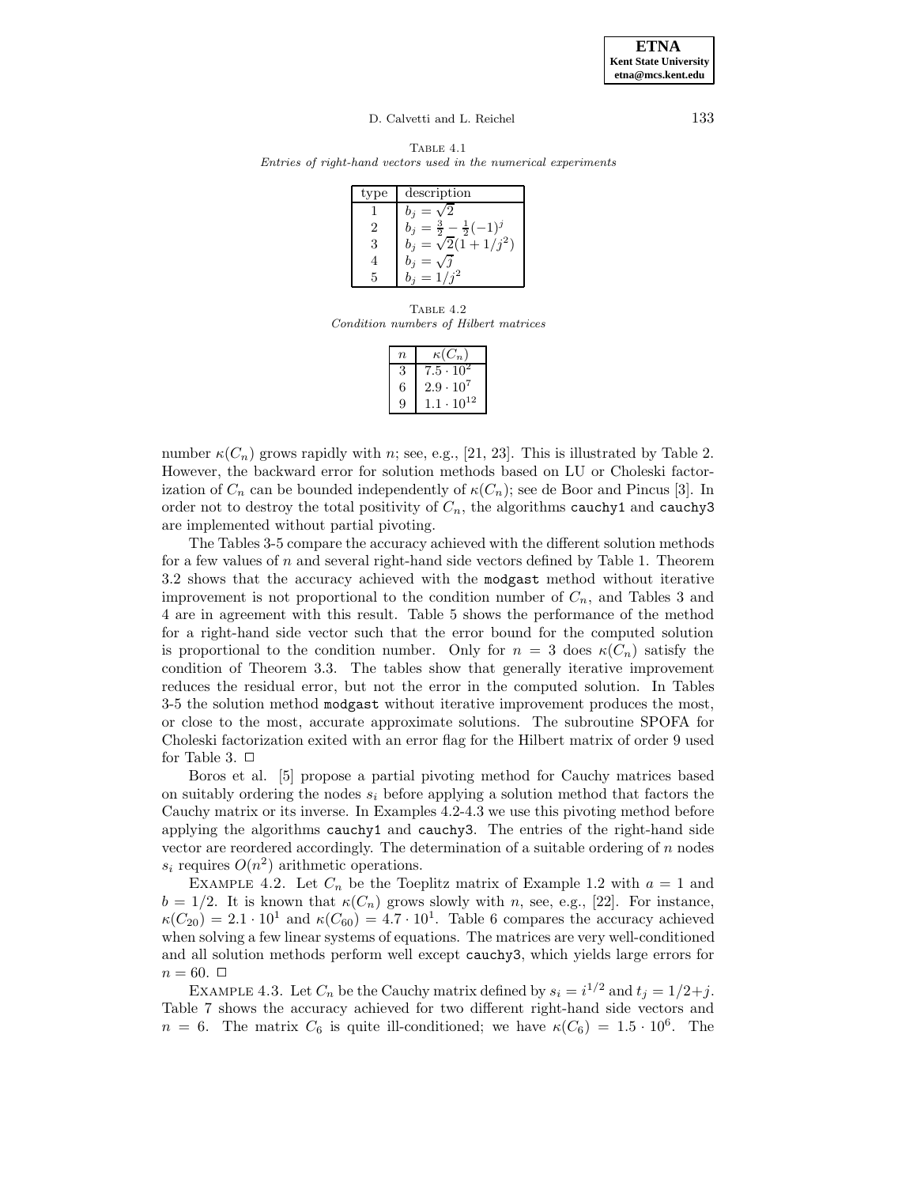Table 4.1
*Entries of right-hand vectors used in the numerical experiments*

| type | description |
|---|---|
| 1 | $b_j = \sqrt{2}$ |
| 2 | $b_j = \frac{3}{2} - \frac{1}{2}(-1)^j$ |
| 3 | $b_j = \sqrt{2}(1 + 1/j^2)$ |
| 4 | $b_j = \sqrt{j}$ |
| 5 | $b_j = 1/j^2$ |

Table 4.2
*Condition numbers of Hilbert matrices*

| $n$ | $\kappa(C_n)$ |
|---|---|
| 3 | $7.5 \cdot 10^2$ |
| 6 | $2.9 \cdot 10^7$ |
| 9 | $1.1 \cdot 10^{12}$ |

number $\kappa(C_n)$ grows rapidly with $n$; see, e.g., [21, 23]. This is illustrated by Table 2. However, the backward error for solution methods based on LU or Choleski factorization of $C_n$ can be bounded independently of $\kappa(C_n)$; see de Boor and Pincus [3]. In order not to destroy the total positivity of $C_n$, the algorithms `cauchy1` and `cauchy3` are implemented without partial pivoting.

The Tables 3-5 compare the accuracy achieved with the different solution methods for a few values of $n$ and several right-hand side vectors defined by Table 1. Theorem 3.2 shows that the accuracy achieved with the `modgast` method without iterative improvement is not proportional to the condition number of $C_n$, and Tables 3 and 4 are in agreement with this result. Table 5 shows the performance of the method for a right-hand side vector such that the error bound for the computed solution is proportional to the condition number. Only for $n = 3$ does $\kappa(C_n)$ satisfy the condition of Theorem 3.3. The tables show that generally iterative improvement reduces the residual error, but not the error in the computed solution. In Tables 3-5 the solution method `modgast` without iterative improvement produces the most, or close to the most, accurate approximate solutions. The subroutine SPOFA for Choleski factorization exited with an error flag for the Hilbert matrix of order 9 used for Table 3. □

Boros et al. [5] propose a partial pivoting method for Cauchy matrices based on suitably ordering the nodes $s_i$ before applying a solution method that factors the Cauchy matrix or its inverse. In Examples 4.2-4.3 we use this pivoting method before applying the algorithms `cauchy1` and `cauchy3`. The entries of the right-hand side vector are reordered accordingly. The determination of a suitable ordering of $n$ nodes $s_i$ requires $O(n^2)$ arithmetic operations.

Example 4.2. Let $C_n$ be the Toeplitz matrix of Example 1.2 with $a = 1$ and $b = 1/2$. It is known that $\kappa(C_n)$ grows slowly with $n$, see, e.g., [22]. For instance, $\kappa(C_{20}) = 2.1 \cdot 10^1$ and $\kappa(C_{60}) = 4.7 \cdot 10^1$. Table 6 compares the accuracy achieved when solving a few linear systems of equations. The matrices are very well-conditioned and all solution methods perform well except `cauchy3`, which yields large errors for $n = 60$. □

Example 4.3. Let $C_n$ be the Cauchy matrix defined by $s_i = i^{1/2}$ and $t_j = 1/2 + j$. Table 7 shows the accuracy achieved for two different right-hand side vectors and $n = 6$. The matrix $C_6$ is quite ill-conditioned; we have $\kappa(C_6) = 1.5 \cdot 10^6$. The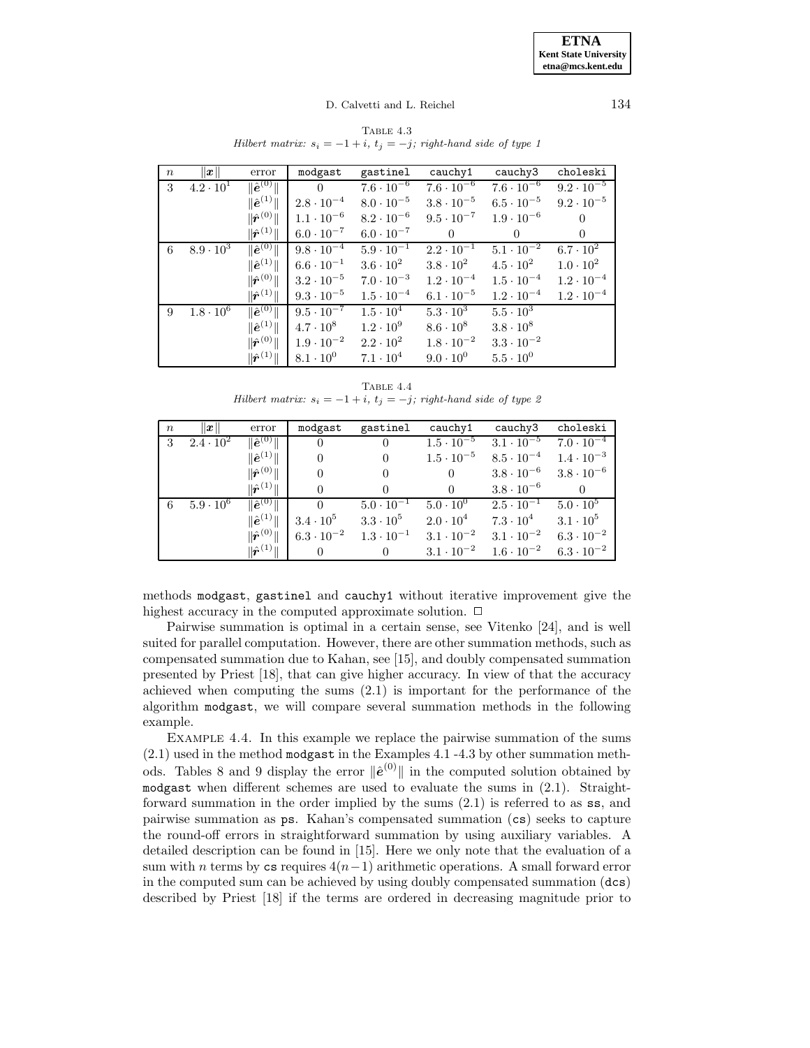Table 4.3
*Hilbert matrix: $s_i = -1 + i$, $t_j = -j$; right-hand side of type 1*

| $n$ | $\|\boldsymbol{x}\|$ | error | `modgast` | `gastinel` | `cauchy1` | `cauchy3` | `choleski` |
|---|---|---|---|---|---|---|---|
| 3 | $4.2 \cdot 10^1$ | $\|\hat{\boldsymbol{e}}^{(0)}\|$ | $0$ | $7.6 \cdot 10^{-6}$ | $7.6 \cdot 10^{-6}$ | $7.6 \cdot 10^{-6}$ | $9.2 \cdot 10^{-5}$ |
| | | $\|\hat{\boldsymbol{e}}^{(1)}\|$ | $2.8 \cdot 10^{-4}$ | $8.0 \cdot 10^{-5}$ | $3.8 \cdot 10^{-5}$ | $6.5 \cdot 10^{-5}$ | $9.2 \cdot 10^{-5}$ |
| | | $\|\hat{\boldsymbol{r}}^{(0)}\|$ | $1.1 \cdot 10^{-6}$ | $8.2 \cdot 10^{-6}$ | $9.5 \cdot 10^{-7}$ | $1.9 \cdot 10^{-6}$ | $0$ |
| | | $\|\hat{\boldsymbol{r}}^{(1)}\|$ | $6.0 \cdot 10^{-7}$ | $6.0 \cdot 10^{-7}$ | $0$ | $0$ | $0$ |
| 6 | $8.9 \cdot 10^3$ | $\|\hat{\boldsymbol{e}}^{(0)}\|$ | $9.8 \cdot 10^{-4}$ | $5.9 \cdot 10^{-1}$ | $2.2 \cdot 10^{-1}$ | $5.1 \cdot 10^{-2}$ | $6.7 \cdot 10^2$ |
| | | $\|\hat{\boldsymbol{e}}^{(1)}\|$ | $6.6 \cdot 10^{-1}$ | $3.6 \cdot 10^2$ | $3.8 \cdot 10^2$ | $4.5 \cdot 10^2$ | $1.0 \cdot 10^2$ |
| | | $\|\hat{\boldsymbol{r}}^{(0)}\|$ | $3.2 \cdot 10^{-5}$ | $7.0 \cdot 10^{-3}$ | $1.2 \cdot 10^{-4}$ | $1.5 \cdot 10^{-4}$ | $1.2 \cdot 10^{-4}$ |
| | | $\|\hat{\boldsymbol{r}}^{(1)}\|$ | $9.3 \cdot 10^{-5}$ | $1.5 \cdot 10^{-4}$ | $6.1 \cdot 10^{-5}$ | $1.2 \cdot 10^{-4}$ | $1.2 \cdot 10^{-4}$ |
| 9 | $1.8 \cdot 10^6$ | $\|\hat{\boldsymbol{e}}^{(0)}\|$ | $9.5 \cdot 10^{-7}$ | $1.5 \cdot 10^4$ | $5.3 \cdot 10^3$ | $5.5 \cdot 10^3$ | |
| | | $\|\hat{\boldsymbol{e}}^{(1)}\|$ | $4.7 \cdot 10^8$ | $1.2 \cdot 10^9$ | $8.6 \cdot 10^8$ | $3.8 \cdot 10^8$ | |
| | | $\|\hat{\boldsymbol{r}}^{(0)}\|$ | $1.9 \cdot 10^{-2}$ | $2.2 \cdot 10^2$ | $1.8 \cdot 10^{-2}$ | $3.3 \cdot 10^{-2}$ | |
| | | $\|\hat{\boldsymbol{r}}^{(1)}\|$ | $8.1 \cdot 10^0$ | $7.1 \cdot 10^4$ | $9.0 \cdot 10^0$ | $5.5 \cdot 10^0$ | |

Table 4.4
*Hilbert matrix: $s_i = -1 + i$, $t_j = -j$; right-hand side of type 2*

| $n$ | $\|\boldsymbol{x}\|$ | error | `modgast` | `gastinel` | `cauchy1` | `cauchy3` | `choleski` |
|---|---|---|---|---|---|---|---|
| 3 | $2.4 \cdot 10^2$ | $\|\hat{\boldsymbol{e}}^{(0)}\|$ | $0$ | $0$ | $1.5 \cdot 10^{-5}$ | $3.1 \cdot 10^{-5}$ | $7.0 \cdot 10^{-4}$ |
| | | $\|\hat{\boldsymbol{e}}^{(1)}\|$ | $0$ | $0$ | $1.5 \cdot 10^{-5}$ | $8.5 \cdot 10^{-4}$ | $1.4 \cdot 10^{-3}$ |
| | | $\|\hat{\boldsymbol{r}}^{(0)}\|$ | $0$ | $0$ | $0$ | $3.8 \cdot 10^{-6}$ | $3.8 \cdot 10^{-6}$ |
| | | $\|\hat{\boldsymbol{r}}^{(1)}\|$ | $0$ | $0$ | $0$ | $3.8 \cdot 10^{-6}$ | $0$ |
| 6 | $5.9 \cdot 10^6$ | $\|\hat{\boldsymbol{e}}^{(0)}\|$ | $0$ | $5.0 \cdot 10^{-1}$ | $5.0 \cdot 10^0$ | $2.5 \cdot 10^{-1}$ | $5.0 \cdot 10^5$ |
| | | $\|\hat{\boldsymbol{e}}^{(1)}\|$ | $3.4 \cdot 10^5$ | $3.3 \cdot 10^5$ | $2.0 \cdot 10^4$ | $7.3 \cdot 10^4$ | $3.1 \cdot 10^5$ |
| | | $\|\hat{\boldsymbol{r}}^{(0)}\|$ | $6.3 \cdot 10^{-2}$ | $1.3 \cdot 10^{-1}$ | $3.1 \cdot 10^{-2}$ | $3.1 \cdot 10^{-2}$ | $6.3 \cdot 10^{-2}$ |
| | | $\|\hat{\boldsymbol{r}}^{(1)}\|$ | $0$ | $0$ | $3.1 \cdot 10^{-2}$ | $1.6 \cdot 10^{-2}$ | $6.3 \cdot 10^{-2}$ |

methods `modgast`, `gastinel` and `cauchy1` without iterative improvement give the highest accuracy in the computed approximate solution. □

Pairwise summation is optimal in a certain sense, see Vitenko [24], and is well suited for parallel computation. However, there are other summation methods, such as compensated summation due to Kahan, see [15], and doubly compensated summation presented by Priest [18], that can give higher accuracy. In view of that the accuracy achieved when computing the sums (2.1) is important for the performance of the algorithm `modgast`, we will compare several summation methods in the following example.

Example 4.4. In this example we replace the pairwise summation of the sums (2.1) used in the method `modgast` in the Examples 4.1 -4.3 by other summation methods. Tables 8 and 9 display the error $\|\hat{\boldsymbol{e}}^{(0)}\|$ in the computed solution obtained by `modgast` when different schemes are used to evaluate the sums in (2.1). Straightforward summation in the order implied by the sums (2.1) is referred to as `ss`, and pairwise summation as `ps`. Kahan's compensated summation (`cs`) seeks to capture the round-off errors in straightforward summation by using auxiliary variables. A detailed description can be found in [15]. Here we only note that the evaluation of a sum with $n$ terms by `cs` requires $4(n-1)$ arithmetic operations. A small forward error in the computed sum can be achieved by using doubly compensated summation (`dcs`) described by Priest [18] if the terms are ordered in decreasing magnitude prior to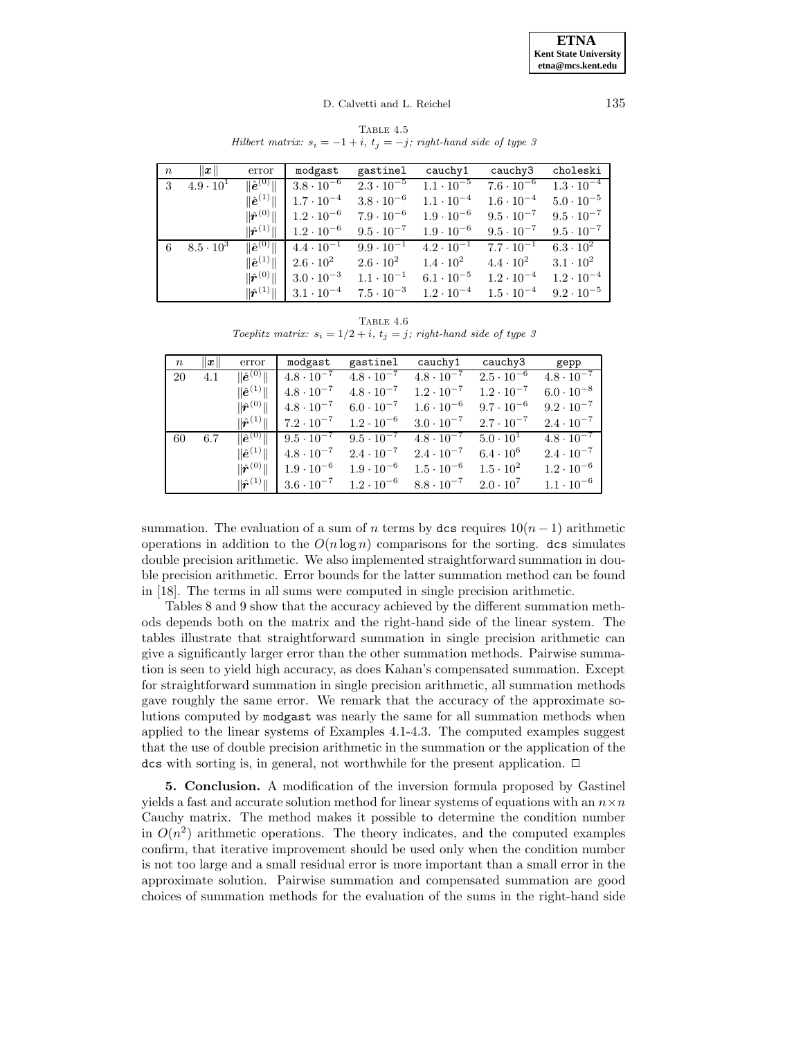Table 4.5
*Hilbert matrix: $s_i = -1+i$, $t_j = -j$; right-hand side of type 3*

| $n$ | $\|\boldsymbol{x}\|$ | error | `modgast` | `gastinel` | `cauchy1` | `cauchy3` | `choleski` |
|---|---|---|---|---|---|---|---|
| 3 | $4.9 \cdot 10^{1}$ | $\|\hat{\boldsymbol{e}}^{(0)}\|$ | $3.8 \cdot 10^{-6}$ | $2.3 \cdot 10^{-5}$ | $1.1 \cdot 10^{-5}$ | $7.6 \cdot 10^{-6}$ | $1.3 \cdot 10^{-4}$ |
| | | $\|\hat{\boldsymbol{e}}^{(1)}\|$ | $1.7 \cdot 10^{-4}$ | $3.8 \cdot 10^{-6}$ | $1.1 \cdot 10^{-4}$ | $1.6 \cdot 10^{-4}$ | $5.0 \cdot 10^{-5}$ |
| | | $\|\hat{\boldsymbol{r}}^{(0)}\|$ | $1.2 \cdot 10^{-6}$ | $7.9 \cdot 10^{-6}$ | $1.9 \cdot 10^{-6}$ | $9.5 \cdot 10^{-7}$ | $9.5 \cdot 10^{-7}$ |
| | | $\|\hat{\boldsymbol{r}}^{(1)}\|$ | $1.2 \cdot 10^{-6}$ | $9.5 \cdot 10^{-7}$ | $1.9 \cdot 10^{-6}$ | $9.5 \cdot 10^{-7}$ | $9.5 \cdot 10^{-7}$ |
| 6 | $8.5 \cdot 10^{3}$ | $\|\hat{\boldsymbol{e}}^{(0)}\|$ | $4.4 \cdot 10^{-1}$ | $9.9 \cdot 10^{-1}$ | $4.2 \cdot 10^{-1}$ | $7.7 \cdot 10^{-1}$ | $6.3 \cdot 10^{2}$ |
| | | $\|\hat{\boldsymbol{e}}^{(1)}\|$ | $2.6 \cdot 10^{2}$ | $2.6 \cdot 10^{2}$ | $1.4 \cdot 10^{2}$ | $4.4 \cdot 10^{2}$ | $3.1 \cdot 10^{2}$ |
| | | $\|\hat{\boldsymbol{r}}^{(0)}\|$ | $3.0 \cdot 10^{-3}$ | $1.1 \cdot 10^{-1}$ | $6.1 \cdot 10^{-5}$ | $1.2 \cdot 10^{-4}$ | $1.2 \cdot 10^{-4}$ |
| | | $\|\hat{\boldsymbol{r}}^{(1)}\|$ | $3.1 \cdot 10^{-4}$ | $7.5 \cdot 10^{-3}$ | $1.2 \cdot 10^{-4}$ | $1.5 \cdot 10^{-4}$ | $9.2 \cdot 10^{-5}$ |

Table 4.6
*Toeplitz matrix: $s_i = 1/2+i$, $t_j = j$; right-hand side of type 3*

| $n$ | $\|\boldsymbol{x}\|$ | error | `modgast` | `gastinel` | `cauchy1` | `cauchy3` | `gepp` |
|---|---|---|---|---|---|---|---|
| 20 | 4.1 | $\|\hat{\boldsymbol{e}}^{(0)}\|$ | $4.8 \cdot 10^{-7}$ | $4.8 \cdot 10^{-7}$ | $4.8 \cdot 10^{-7}$ | $2.5 \cdot 10^{-6}$ | $4.8 \cdot 10^{-7}$ |
| | | $\|\hat{\boldsymbol{e}}^{(1)}\|$ | $4.8 \cdot 10^{-7}$ | $4.8 \cdot 10^{-7}$ | $1.2 \cdot 10^{-7}$ | $1.2 \cdot 10^{-7}$ | $6.0 \cdot 10^{-8}$ |
| | | $\|\hat{\boldsymbol{r}}^{(0)}\|$ | $4.8 \cdot 10^{-7}$ | $6.0 \cdot 10^{-7}$ | $1.6 \cdot 10^{-6}$ | $9.7 \cdot 10^{-6}$ | $9.2 \cdot 10^{-7}$ |
| | | $\|\hat{\boldsymbol{r}}^{(1)}\|$ | $7.2 \cdot 10^{-7}$ | $1.2 \cdot 10^{-6}$ | $3.0 \cdot 10^{-7}$ | $2.7 \cdot 10^{-7}$ | $2.4 \cdot 10^{-7}$ |
| 60 | 6.7 | $\|\hat{\boldsymbol{e}}^{(0)}\|$ | $9.5 \cdot 10^{-7}$ | $9.5 \cdot 10^{-7}$ | $4.8 \cdot 10^{-7}$ | $5.0 \cdot 10^{1}$ | $4.8 \cdot 10^{-7}$ |
| | | $\|\hat{\boldsymbol{e}}^{(1)}\|$ | $4.8 \cdot 10^{-7}$ | $2.4 \cdot 10^{-7}$ | $2.4 \cdot 10^{-7}$ | $6.4 \cdot 10^{6}$ | $2.4 \cdot 10^{-7}$ |
| | | $\|\hat{\boldsymbol{r}}^{(0)}\|$ | $1.9 \cdot 10^{-6}$ | $1.9 \cdot 10^{-6}$ | $1.5 \cdot 10^{-6}$ | $1.5 \cdot 10^{2}$ | $1.2 \cdot 10^{-6}$ |
| | | $\|\hat{\boldsymbol{r}}^{(1)}\|$ | $3.6 \cdot 10^{-7}$ | $1.2 \cdot 10^{-6}$ | $8.8 \cdot 10^{-7}$ | $2.0 \cdot 10^{7}$ | $1.1 \cdot 10^{-6}$ |

summation. The evaluation of a sum of $n$ terms by `dcs` requires $10(n-1)$ arithmetic operations in addition to the $O(n \log n)$ comparisons for the sorting. `dcs` simulates double precision arithmetic. We also implemented straightforward summation in double precision arithmetic. Error bounds for the latter summation method can be found in [18]. The terms in all sums were computed in single precision arithmetic.

Tables 8 and 9 show that the accuracy achieved by the different summation methods depends both on the matrix and the right-hand side of the linear system. The tables illustrate that straightforward summation in single precision arithmetic can give a significantly larger error than the other summation methods. Pairwise summation is seen to yield high accuracy, as does Kahan's compensated summation. Except for straightforward summation in single precision arithmetic, all summation methods gave roughly the same error. We remark that the accuracy of the approximate solutions computed by `modgast` was nearly the same for all summation methods when applied to the linear systems of Examples 4.1-4.3. The computed examples suggest that the use of double precision arithmetic in the summation or the application of the `dcs` with sorting is, in general, not worthwhile for the present application. □

**5. Conclusion.** A modification of the inversion formula proposed by Gastinel yields a fast and accurate solution method for linear systems of equations with an $n \times n$ Cauchy matrix. The method makes it possible to determine the condition number in $O(n^2)$ arithmetic operations. The theory indicates, and the computed examples confirm, that iterative improvement should be used only when the condition number is not too large and a small residual error is more important than a small error in the approximate solution. Pairwise summation and compensated summation are good choices of summation methods for the evaluation of the sums in the right-hand side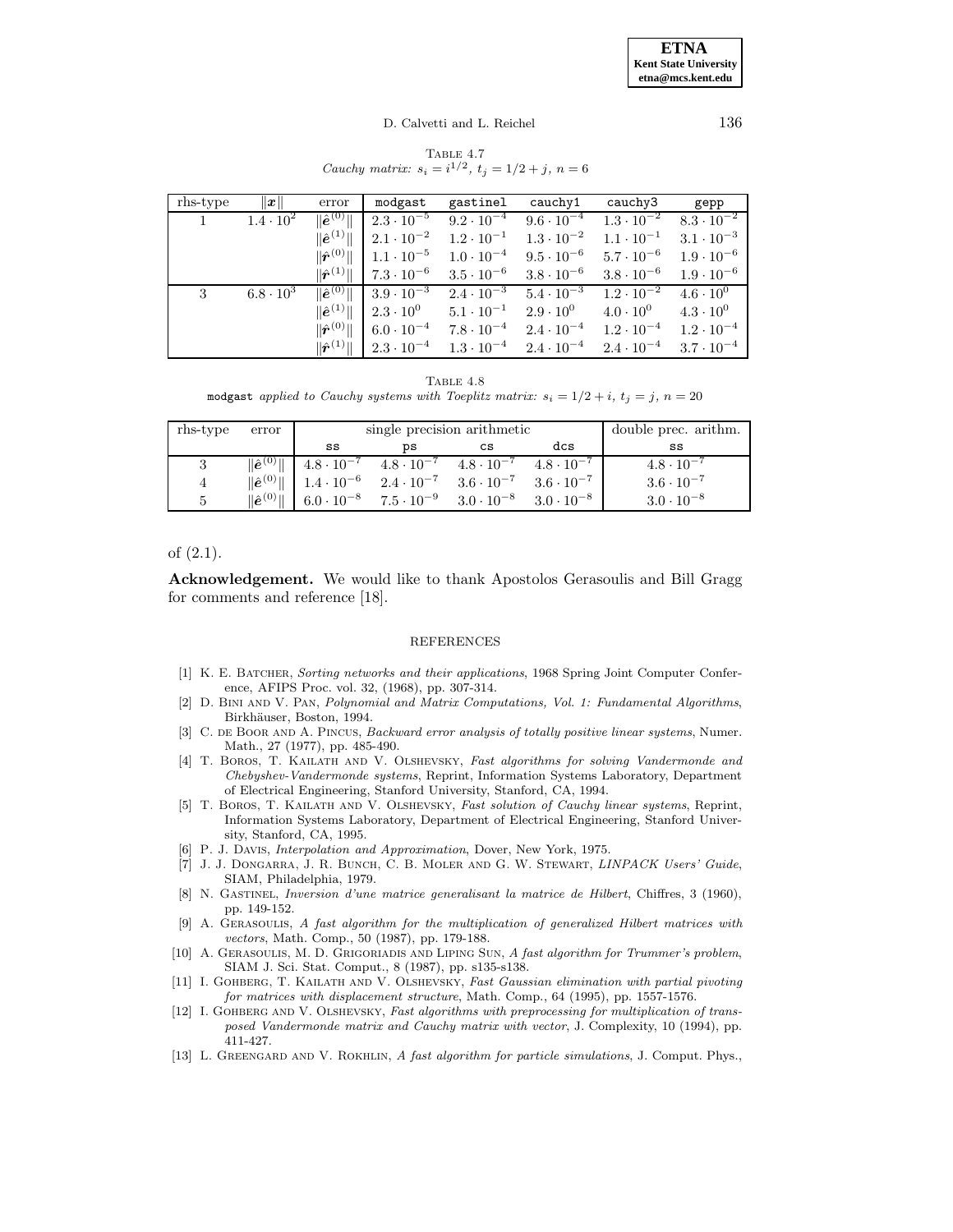TABLE 4.7
*Cauchy matrix: $s_i = i^{1/2}$, $t_j = 1/2 + j$, $n = 6$*

| rhs-type | $\|\boldsymbol{x}\|$ | error | `modgast` | `gastinel` | `cauchy1` | `cauchy3` | `gepp` |
|---|---|---|---|---|---|---|---|
| 1 | $1.4 \cdot 10^{2}$ | $\|\hat{\boldsymbol{e}}^{(0)}\|$ | $2.3 \cdot 10^{-5}$ | $9.2 \cdot 10^{-4}$ | $9.6 \cdot 10^{-4}$ | $1.3 \cdot 10^{-2}$ | $8.3 \cdot 10^{-2}$ |
| | | $\|\hat{\boldsymbol{e}}^{(1)}\|$ | $2.1 \cdot 10^{-2}$ | $1.2 \cdot 10^{-1}$ | $1.3 \cdot 10^{-2}$ | $1.1 \cdot 10^{-1}$ | $3.1 \cdot 10^{-3}$ |
| | | $\|\hat{\boldsymbol{r}}^{(0)}\|$ | $1.1 \cdot 10^{-5}$ | $1.0 \cdot 10^{-4}$ | $9.5 \cdot 10^{-6}$ | $5.7 \cdot 10^{-6}$ | $1.9 \cdot 10^{-6}$ |
| | | $\|\hat{\boldsymbol{r}}^{(1)}\|$ | $7.3 \cdot 10^{-6}$ | $3.5 \cdot 10^{-6}$ | $3.8 \cdot 10^{-6}$ | $3.8 \cdot 10^{-6}$ | $1.9 \cdot 10^{-6}$ |
| 3 | $6.8 \cdot 10^{3}$ | $\|\hat{\boldsymbol{e}}^{(0)}\|$ | $3.9 \cdot 10^{-3}$ | $2.4 \cdot 10^{-3}$ | $5.4 \cdot 10^{-3}$ | $1.2 \cdot 10^{-2}$ | $4.6 \cdot 10^{0}$ |
| | | $\|\hat{\boldsymbol{e}}^{(1)}\|$ | $2.3 \cdot 10^{0}$ | $5.1 \cdot 10^{-1}$ | $2.9 \cdot 10^{0}$ | $4.0 \cdot 10^{0}$ | $4.3 \cdot 10^{0}$ |
| | | $\|\hat{\boldsymbol{r}}^{(0)}\|$ | $6.0 \cdot 10^{-4}$ | $7.8 \cdot 10^{-4}$ | $2.4 \cdot 10^{-4}$ | $1.2 \cdot 10^{-4}$ | $1.2 \cdot 10^{-4}$ |
| | | $\|\hat{\boldsymbol{r}}^{(1)}\|$ | $2.3 \cdot 10^{-4}$ | $1.3 \cdot 10^{-4}$ | $2.4 \cdot 10^{-4}$ | $2.4 \cdot 10^{-4}$ | $3.7 \cdot 10^{-4}$ |

TABLE 4.8
`modgast` *applied to Cauchy systems with Toeplitz matrix: $s_i = 1/2 + i$, $t_j = j$, $n = 20$*

| rhs-type | error | single precision arithmetic | | | | double prec. arithm. |
|---|---|---|---|---|---|---|
| | | `ss` | `ps` | `cs` | `dcs` | `ss` |
| 3 | $\|\hat{\boldsymbol{e}}^{(0)}\|$ | $4.8 \cdot 10^{-7}$ | $4.8 \cdot 10^{-7}$ | $4.8 \cdot 10^{-7}$ | $4.8 \cdot 10^{-7}$ | $4.8 \cdot 10^{-7}$ |
| 4 | $\|\hat{\boldsymbol{e}}^{(0)}\|$ | $1.4 \cdot 10^{-6}$ | $2.4 \cdot 10^{-7}$ | $3.6 \cdot 10^{-7}$ | $3.6 \cdot 10^{-7}$ | $3.6 \cdot 10^{-7}$ |
| 5 | $\|\hat{\boldsymbol{e}}^{(0)}\|$ | $6.0 \cdot 10^{-8}$ | $7.5 \cdot 10^{-9}$ | $3.0 \cdot 10^{-8}$ | $3.0 \cdot 10^{-8}$ | $3.0 \cdot 10^{-8}$ |

of (2.1).

**Acknowledgement.** We would like to thank Apostolos Gerasoulis and Bill Gragg for comments and reference [18].

## REFERENCES

[1] K. E. Batcher, *Sorting networks and their applications*, 1968 Spring Joint Computer Conference, AFIPS Proc. vol. 32, (1968), pp. 307-314.

[2] D. Bini and V. Pan, *Polynomial and Matrix Computations, Vol. 1: Fundamental Algorithms*, Birkhäuser, Boston, 1994.

[3] C. de Boor and A. Pincus, *Backward error analysis of totally positive linear systems*, Numer. Math., 27 (1977), pp. 485-490.

[4] T. Boros, T. Kailath and V. Olshevsky, *Fast algorithms for solving Vandermonde and Chebyshev-Vandermonde systems*, Reprint, Information Systems Laboratory, Department of Electrical Engineering, Stanford University, Stanford, CA, 1994.

[5] T. Boros, T. Kailath and V. Olshevsky, *Fast solution of Cauchy linear systems*, Reprint, Information Systems Laboratory, Department of Electrical Engineering, Stanford University, Stanford, CA, 1995.

[6] P. J. Davis, *Interpolation and Approximation*, Dover, New York, 1975.

[7] J. J. Dongarra, J. R. Bunch, C. B. Moler and G. W. Stewart, *LINPACK Users' Guide*, SIAM, Philadelphia, 1979.

[8] N. Gastinel, *Inversion d'une matrice generalisant la matrice de Hilbert*, Chiffres, 3 (1960), pp. 149-152.

[9] A. Gerasoulis, *A fast algorithm for the multiplication of generalized Hilbert matrices with vectors*, Math. Comp., 50 (1987), pp. 179-188.

[10] A. Gerasoulis, M. D. Grigoriadis and Liping Sun, *A fast algorithm for Trummer's problem*, SIAM J. Sci. Stat. Comput., 8 (1987), pp. s135-s138.

[11] I. Gohberg, T. Kailath and V. Olshevsky, *Fast Gaussian elimination with partial pivoting for matrices with displacement structure*, Math. Comp., 64 (1995), pp. 1557-1576.

[12] I. Gohberg and V. Olshevsky, *Fast algorithms with preprocessing for multiplication of transposed Vandermonde matrix and Cauchy matrix with vector*, J. Complexity, 10 (1994), pp. 411-427.

[13] L. Greengard and V. Rokhlin, *A fast algorithm for particle simulations*, J. Comput. Phys.,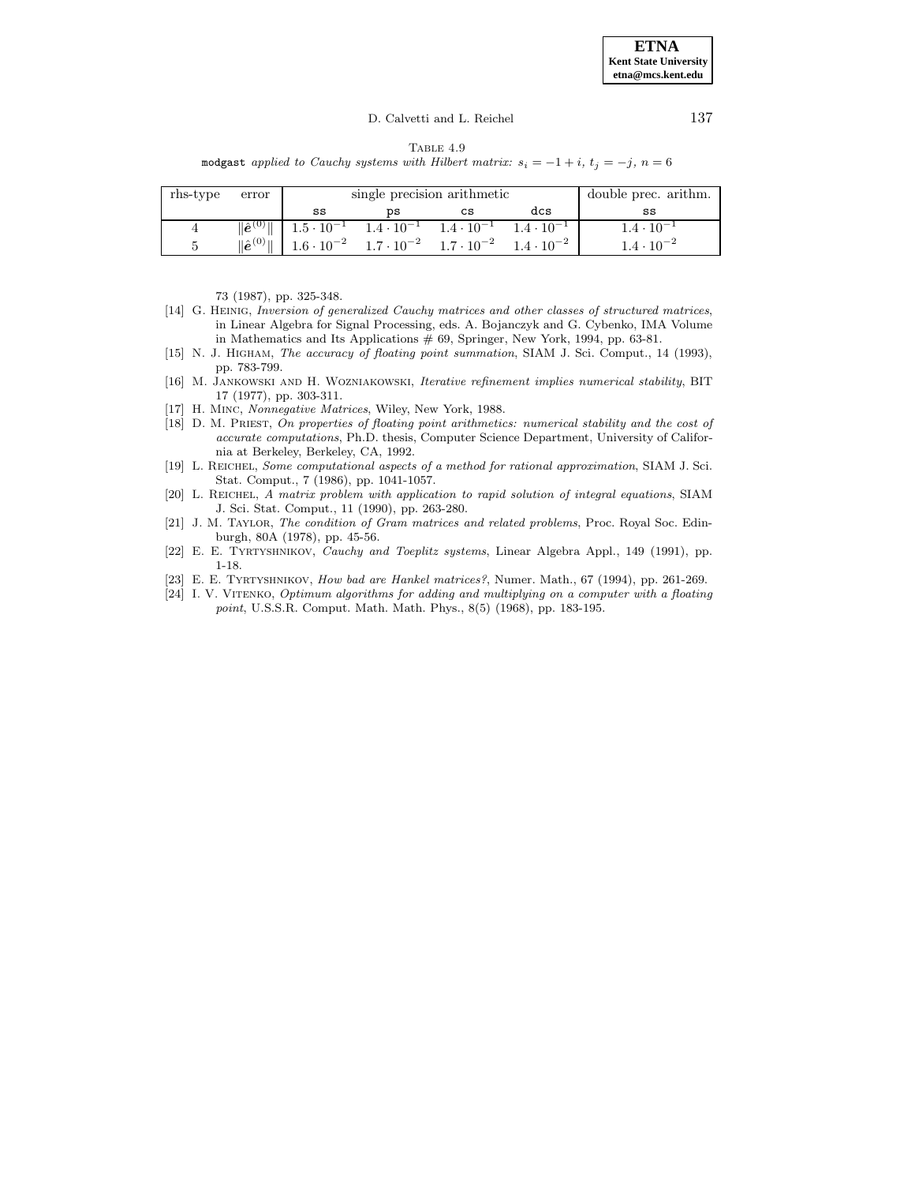TABLE 4.9
`modgast` *applied to Cauchy systems with Hilbert matrix:* $s_i = -1 + i$, $t_j = -j$, $n = 6$

| rhs-type | error | single precision arithmetic | | | | double prec. arithm. |
|---|---|---|---|---|---|---|
| | | `ss` | `ps` | `cs` | `dcs` | `ss` |
| 4 | $\|\hat{e}^{(0)}\|$ | $1.5 \cdot 10^{-1}$ | $1.4 \cdot 10^{-1}$ | $1.4 \cdot 10^{-1}$ | $1.4 \cdot 10^{-1}$ | $1.4 \cdot 10^{-1}$ |
| 5 | $\|\hat{e}^{(0)}\|$ | $1.6 \cdot 10^{-2}$ | $1.7 \cdot 10^{-2}$ | $1.7 \cdot 10^{-2}$ | $1.4 \cdot 10^{-2}$ | $1.4 \cdot 10^{-2}$ |

73 (1987), pp. 325-348.

[14] G. HEINIG, *Inversion of generalized Cauchy matrices and other classes of structured matrices*, in Linear Algebra for Signal Processing, eds. A. Bojanczyk and G. Cybenko, IMA Volume in Mathematics and Its Applications # 69, Springer, New York, 1994, pp. 63-81.

[15] N. J. HIGHAM, *The accuracy of floating point summation*, SIAM J. Sci. Comput., 14 (1993), pp. 783-799.

[16] M. JANKOWSKI AND H. WOZNIAKOWSKI, *Iterative refinement implies numerical stability*, BIT 17 (1977), pp. 303-311.

[17] H. MINC, *Nonnegative Matrices*, Wiley, New York, 1988.

[18] D. M. PRIEST, *On properties of floating point arithmetics: numerical stability and the cost of accurate computations*, Ph.D. thesis, Computer Science Department, University of California at Berkeley, Berkeley, CA, 1992.

[19] L. REICHEL, *Some computational aspects of a method for rational approximation*, SIAM J. Sci. Stat. Comput., 7 (1986), pp. 1041-1057.

[20] L. REICHEL, *A matrix problem with application to rapid solution of integral equations*, SIAM J. Sci. Stat. Comput., 11 (1990), pp. 263-280.

[21] J. M. TAYLOR, *The condition of Gram matrices and related problems*, Proc. Royal Soc. Edinburgh, 80A (1978), pp. 45-56.

[22] E. E. TYRTYSHNIKOV, *Cauchy and Toeplitz systems*, Linear Algebra Appl., 149 (1991), pp. 1-18.

[23] E. E. TYRTYSHNIKOV, *How bad are Hankel matrices?*, Numer. Math., 67 (1994), pp. 261-269.

[24] I. V. VITENKO, *Optimum algorithms for adding and multiplying on a computer with a floating point*, U.S.S.R. Comput. Math. Math. Phys., 8(5) (1968), pp. 183-195.